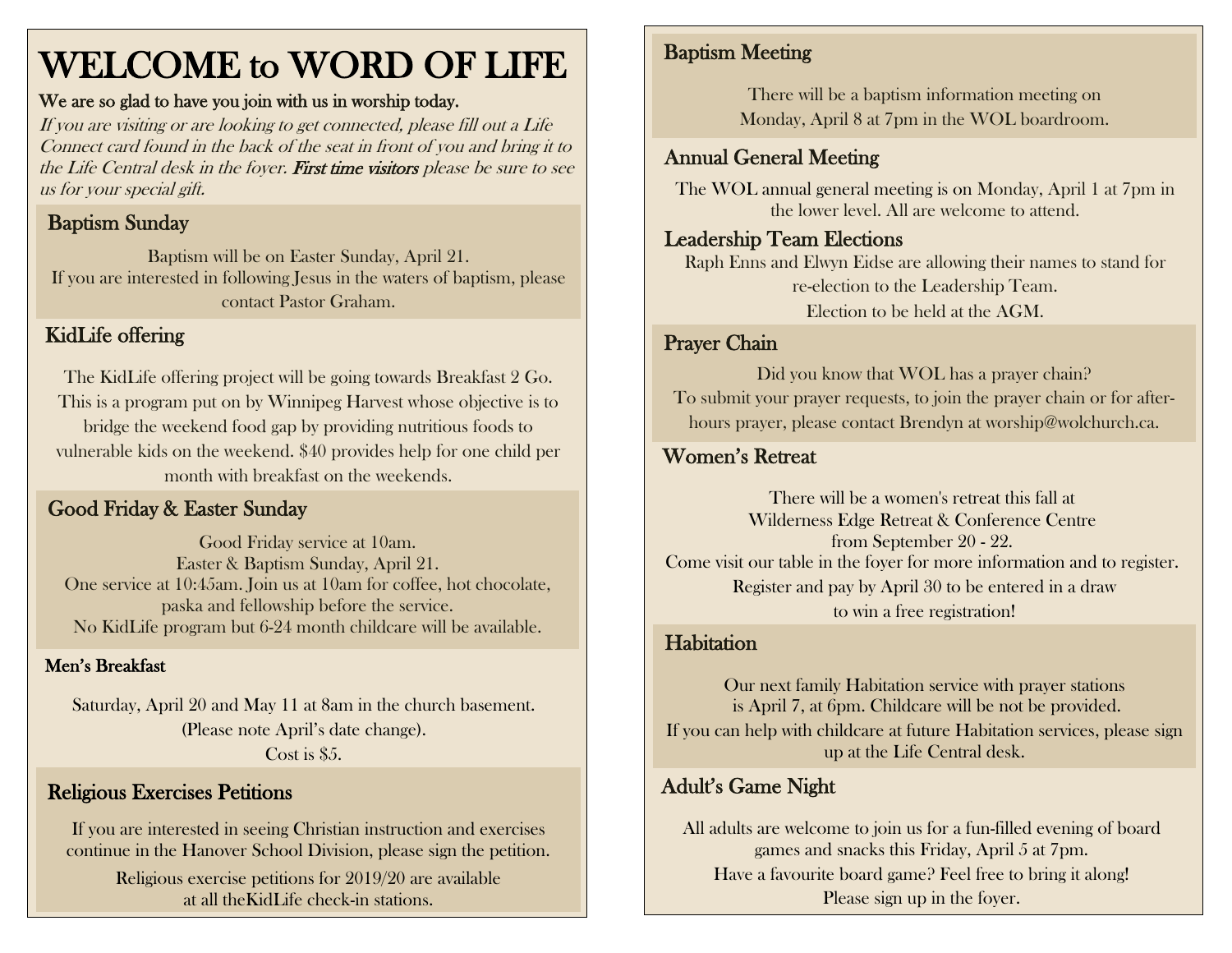# WELCOME to WORD OF LIFE

**We are so glad to have you join with us in worship today.**

*If you are visiting or are looking to get connected, please fill out a Life Connect card found in the back of the seat in front of you and bring it to the Life Central desk in the foyer.* ***First time visitors*** *please be sure to see us for your special gift.*

## Baptism Sunday

Baptism will be on Easter Sunday, April 21.
If you are interested in following Jesus in the waters of baptism, please contact Pastor Graham.

## KidLife offering

The KidLife offering project will be going towards Breakfast 2 Go. This is a program put on by Winnipeg Harvest whose objective is to bridge the weekend food gap by providing nutritious foods to vulnerable kids on the weekend. $40 provides help for one child per month with breakfast on the weekends.

## Good Friday & Easter Sunday

Good Friday service at 10am.
Easter & Baptism Sunday, April 21.
One service at 10:45am. Join us at 10am for coffee, hot chocolate, paska and fellowship before the service.
No KidLife program but 6-24 month childcare will be available.

## Men's Breakfast

Saturday, April 20 and May 11 at 8am in the church basement.
(Please note April's date change).
Cost is $5.

## Religious Exercises Petitions

If you are interested in seeing Christian instruction and exercises continue in the Hanover School Division, please sign the petition.

Religious exercise petitions for 2019/20 are available at all theKidLife check-in stations.

## Baptism Meeting

There will be a baptism information meeting on Monday, April 8 at 7pm in the WOL boardroom.

## Annual General Meeting

The WOL annual general meeting is on Monday, April 1 at 7pm in the lower level. All are welcome to attend.

## Leadership Team Elections

Raph Enns and Elwyn Eidse are allowing their names to stand for re-election to the Leadership Team.
Election to be held at the AGM.

## Prayer Chain

Did you know that WOL has a prayer chain?
To submit your prayer requests, to join the prayer chain or for after-hours prayer, please contact Brendyn at worship@wolchurch.ca.

## Women's Retreat

There will be a women's retreat this fall at
Wilderness Edge Retreat & Conference Centre
from September 20 - 22.
Come visit our table in the foyer for more information and to register.
Register and pay by April 30 to be entered in a draw to win a free registration!

## Habitation

Our next family Habitation service with prayer stations is April 7, at 6pm. Childcare will be not be provided.
If you can help with childcare at future Habitation services, please sign up at the Life Central desk.

## Adult's Game Night

All adults are welcome to join us for a fun-filled evening of board games and snacks this Friday, April 5 at 7pm.
Have a favourite board game? Feel free to bring it along!
Please sign up in the foyer.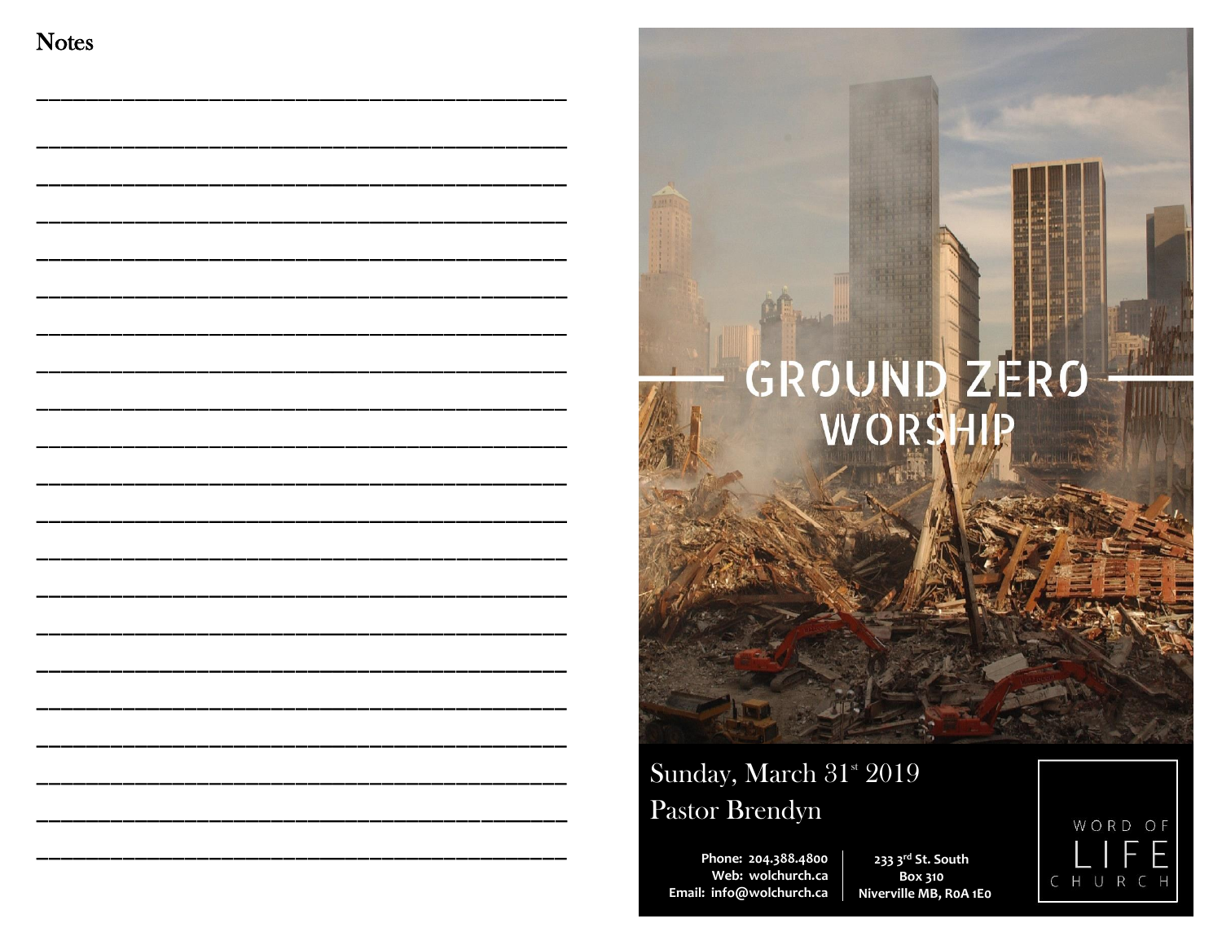## Notes

____________________________________________

____________________________________________

____________________________________________

____________________________________________

____________________________________________

____________________________________________

____________________________________________

____________________________________________

____________________________________________

____________________________________________

____________________________________________

____________________________________________

____________________________________________

____________________________________________

____________________________________________

____________________________________________

____________________________________________

____________________________________________

____________________________________________

____________________________________________

____________________________________________

# GROUND ZERO WORSHIP

Sunday, March 31st 2019

Pastor Brendyn

Phone: 204.388.4800
Web: wolchurch.ca
Email: info@wolchurch.ca

233 3rd St. South
Box 310
Niverville MB, R0A 1E0

WORD OF LIFE CHURCH